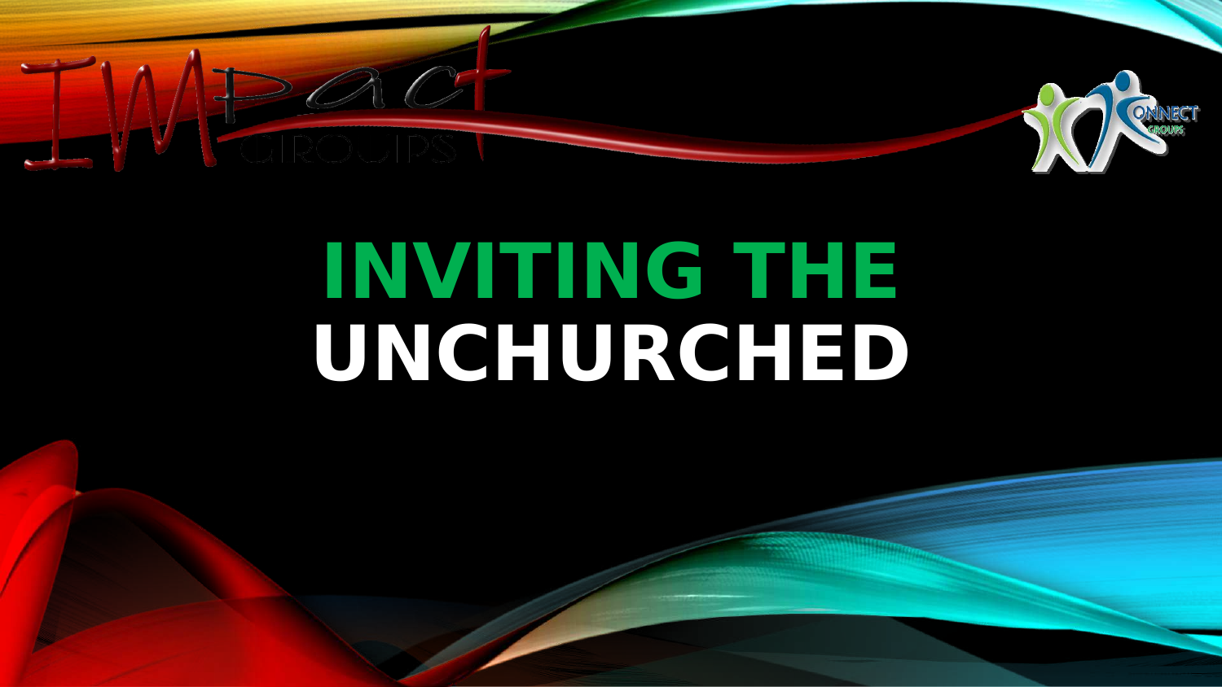Impact GROUPS

KONNECT GROUPS

# INVITING THE UNCHURCHED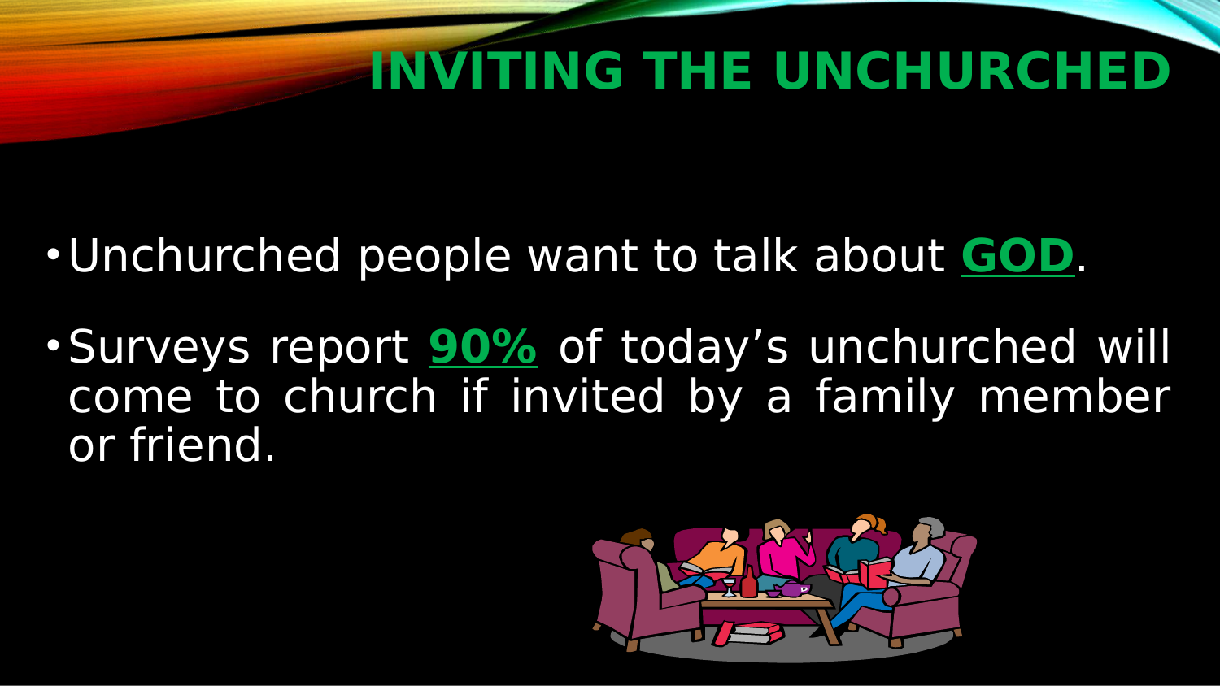# INVITING THE UNCHURCHED

- Unchurched people want to talk about **GOD**.
- Surveys report **90%** of today's unchurched will come to church if invited by a family member or friend.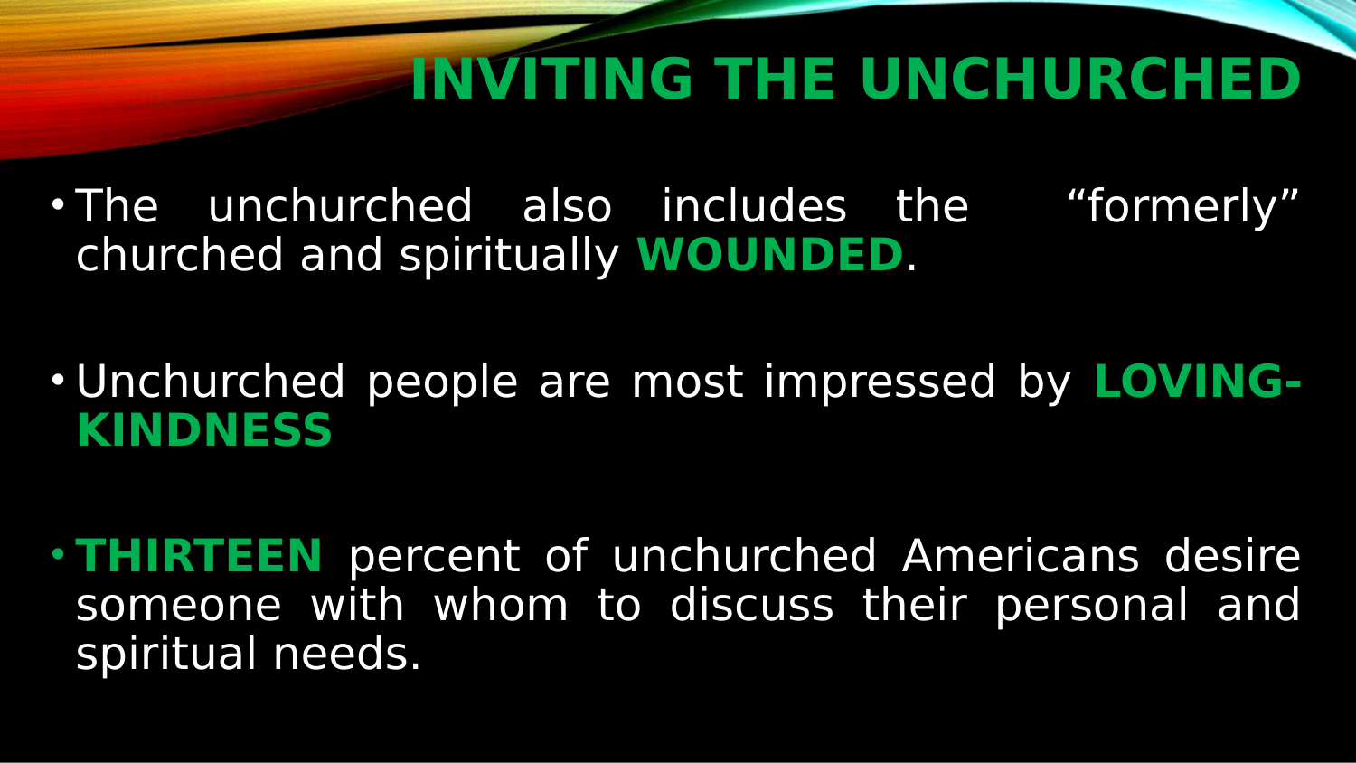# INVITING THE UNCHURCHED

- The unchurched also includes the "formerly" churched and spiritually **WOUNDED**.
- Unchurched people are most impressed by **LOVING-KINDNESS**
- **THIRTEEN** percent of unchurched Americans desire someone with whom to discuss their personal and spiritual needs.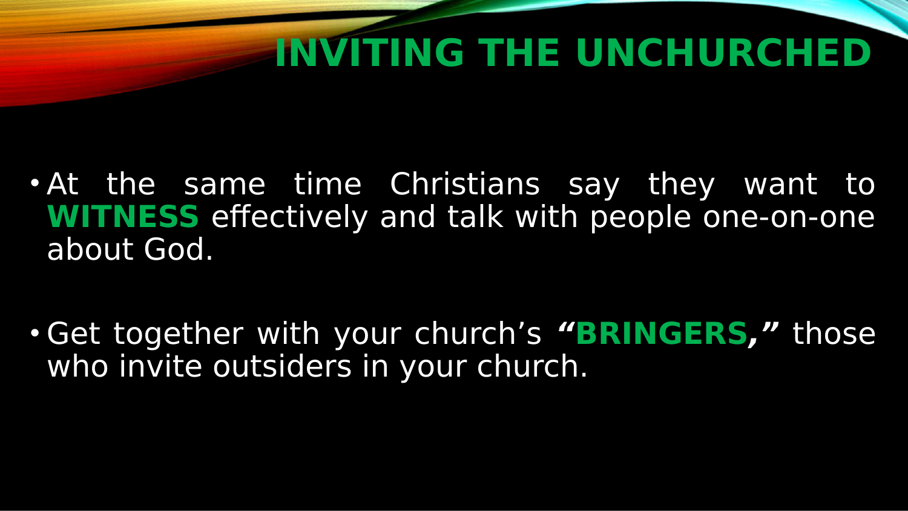# INVITING THE UNCHURCHED

- At the same time Christians say they want to **WITNESS** effectively and talk with people one-on-one about God.

- Get together with your church's ***"BRINGERS,"*** those who invite outsiders in your church.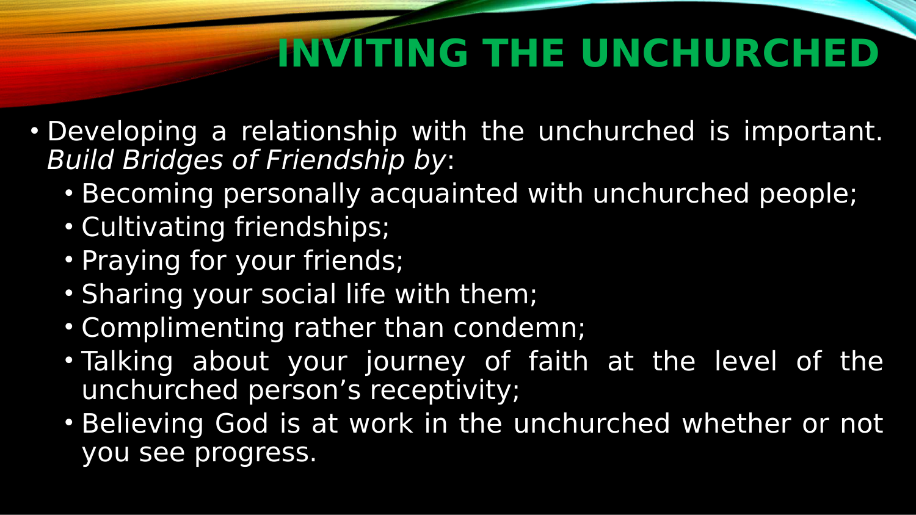# INVITING THE UNCHURCHED

- Developing a relationship with the unchurched is important. *Build Bridges of Friendship by*:
  - Becoming personally acquainted with unchurched people;
  - Cultivating friendships;
  - Praying for your friends;
  - Sharing your social life with them;
  - Complimenting rather than condemn;
  - Talking about your journey of faith at the level of the unchurched person's receptivity;
  - Believing God is at work in the unchurched whether or not you see progress.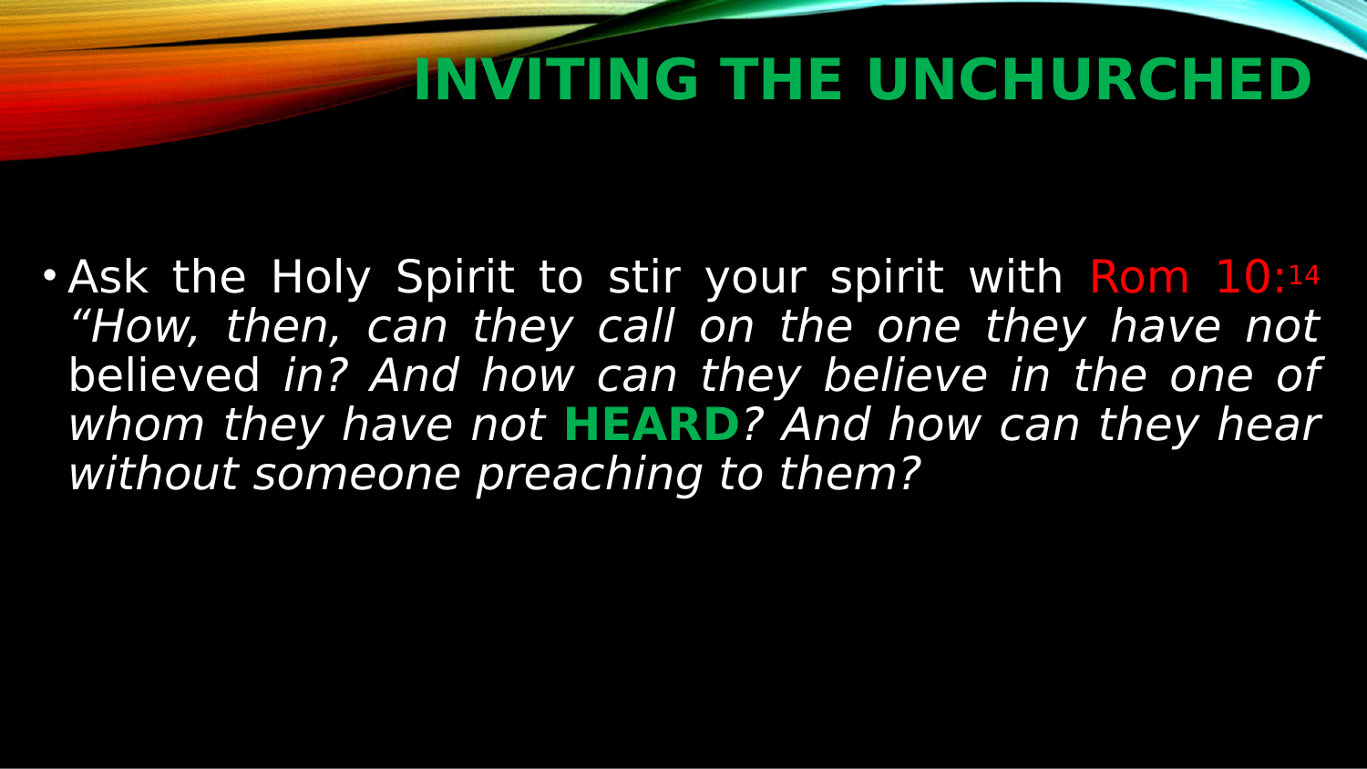# INVITING THE UNCHURCHED

- Ask the Holy Spirit to stir your spirit with Rom 10:14 *"How, then, can they call on the one they have not* believed *in? And how can they believe in the one of whom they have not* ***HEARD****? And how can they hear without someone preaching to them?*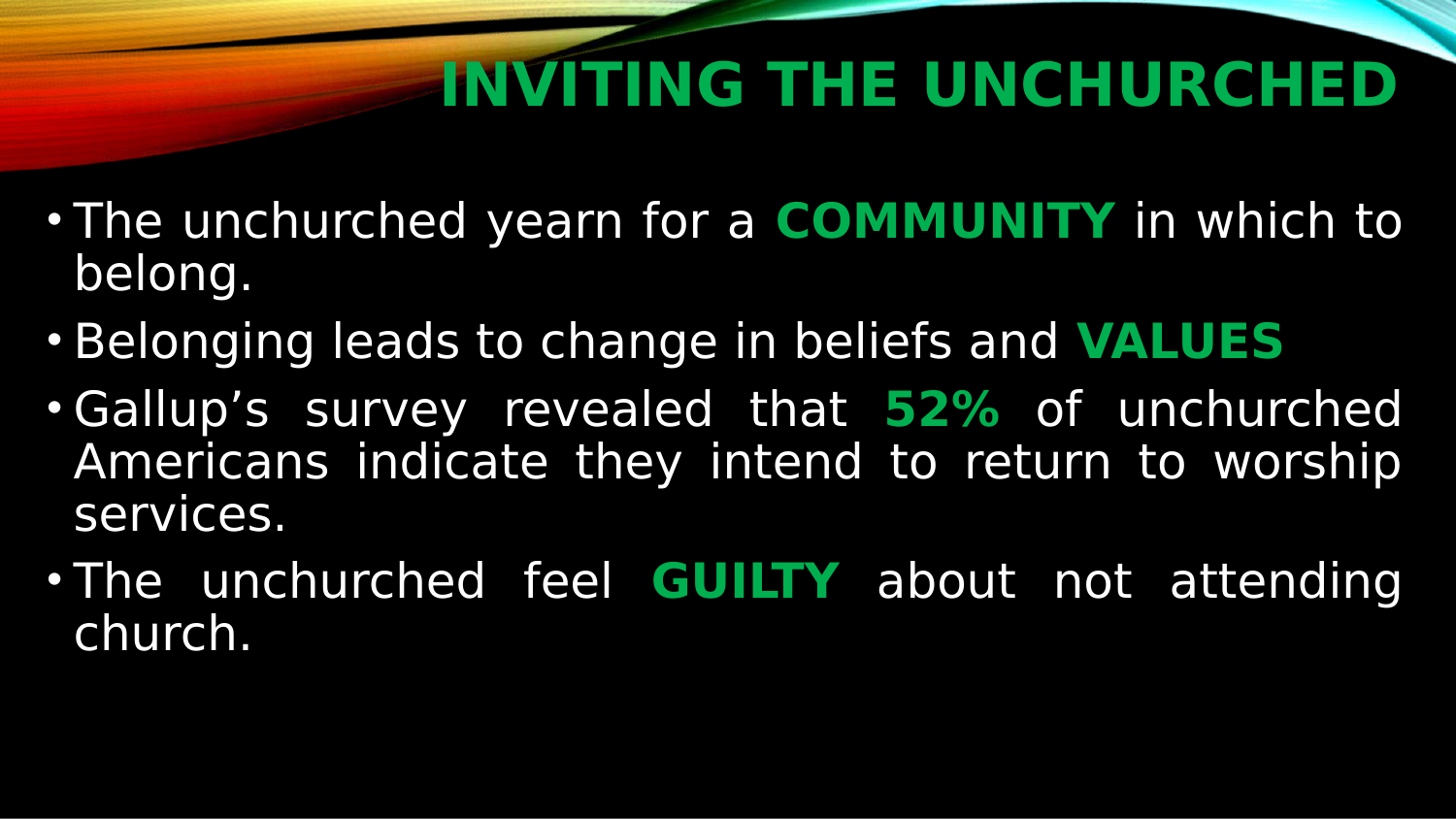# INVITING THE UNCHURCHED

- The unchurched yearn for a **COMMUNITY** in which to belong.
- Belonging leads to change in beliefs and **VALUES**
- Gallup's survey revealed that **52%** of unchurched Americans indicate they intend to return to worship services.
- The unchurched feel **GUILTY** about not attending church.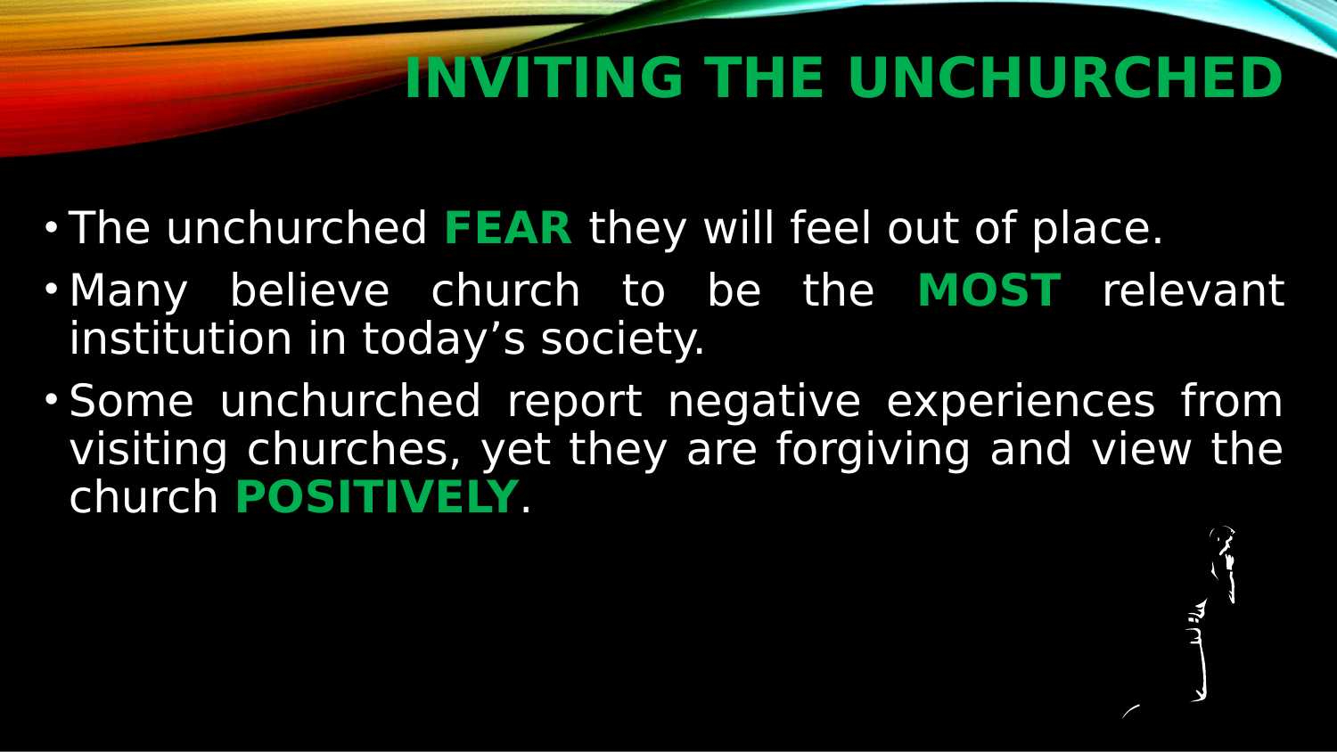# INVITING THE UNCHURCHED

- The unchurched **FEAR** they will feel out of place.
- Many believe church to be the **MOST** relevant institution in today's society.
- Some unchurched report negative experiences from visiting churches, yet they are forgiving and view the church **POSITIVELY**.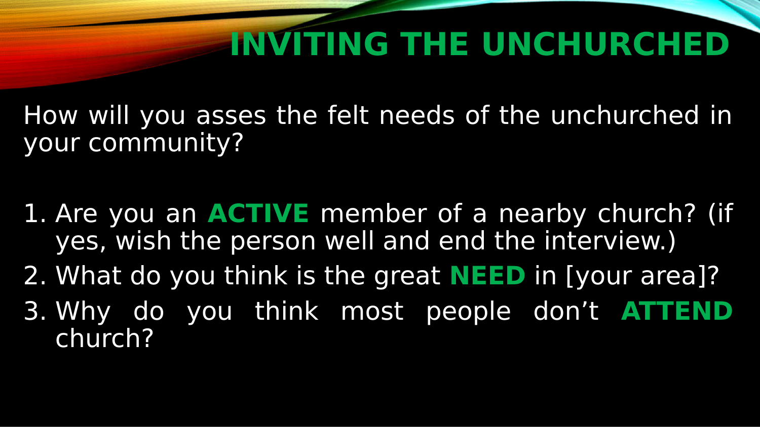# INVITING THE UNCHURCHED

How will you asses the felt needs of the unchurched in your community?

1. Are you an **ACTIVE** member of a nearby church? (if yes, wish the person well and end the interview.)
2. What do you think is the great **NEED** in [your area]?
3. Why do you think most people don't **ATTEND** church?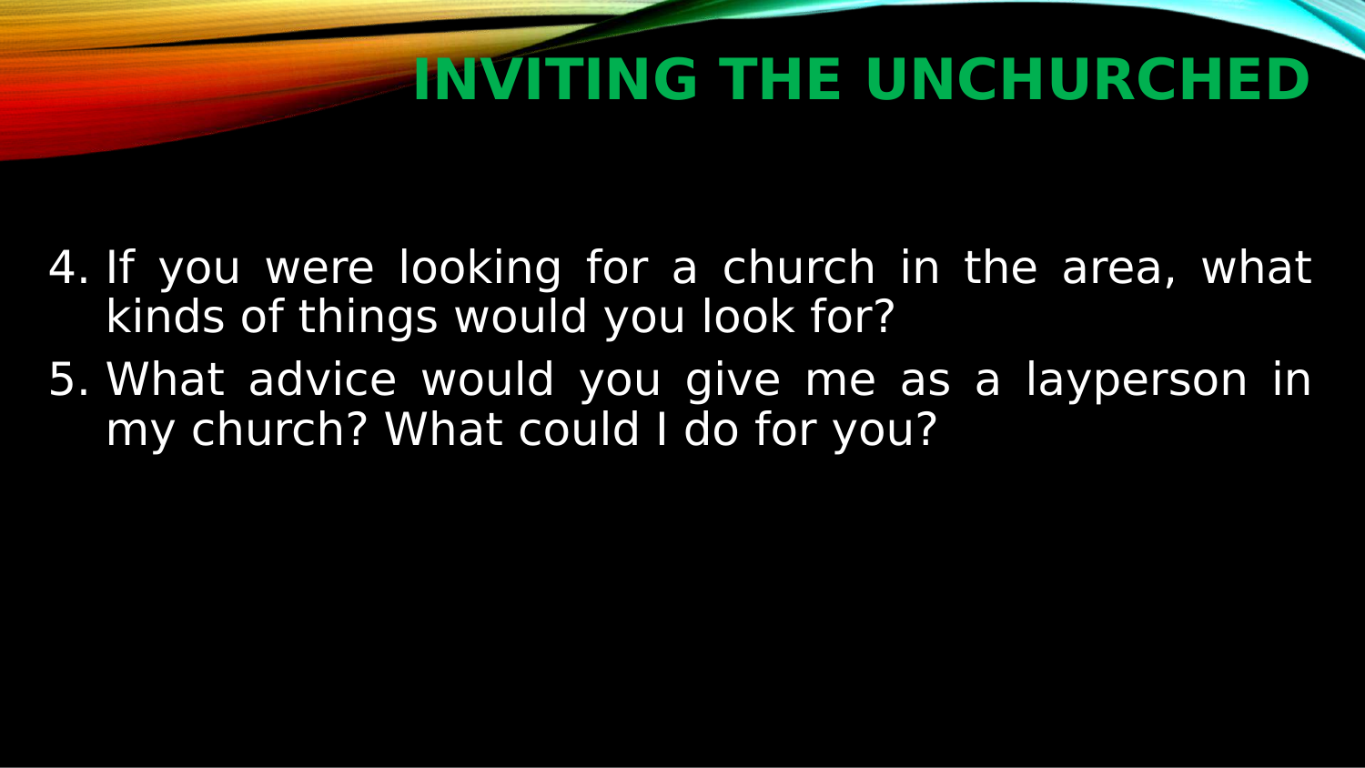# INVITING THE UNCHURCHED

4. If you were looking for a church in the area, what kinds of things would you look for?
5. What advice would you give me as a layperson in my church? What could I do for you?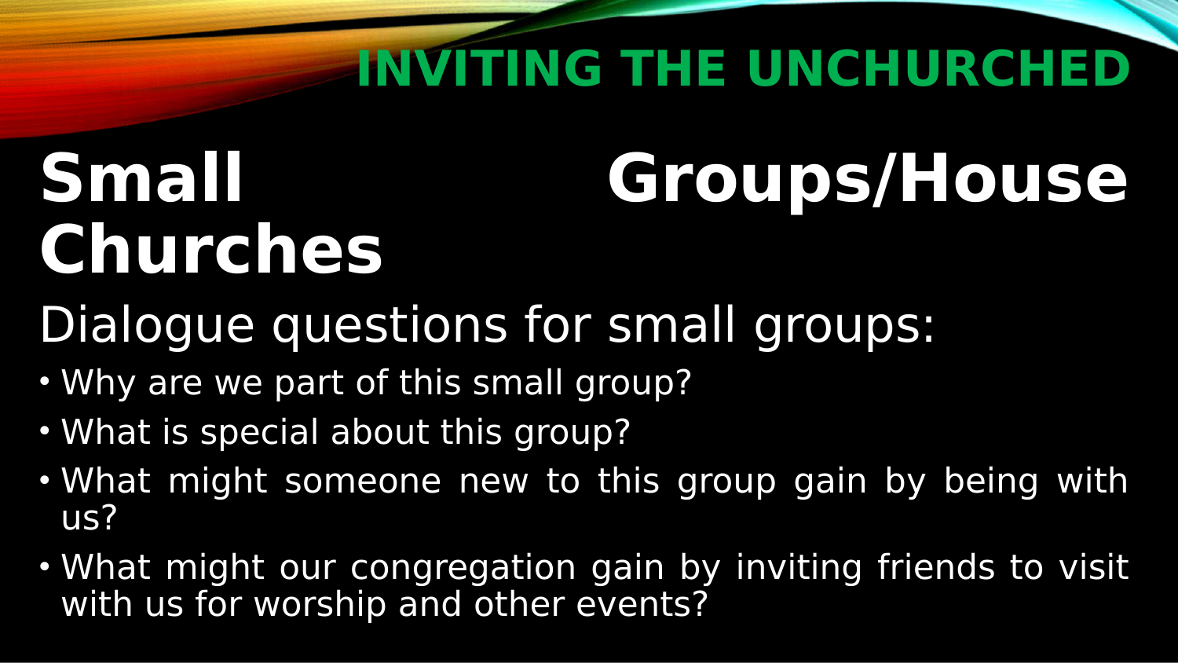# INVITING THE UNCHURCHED

## Small Groups/House Churches

Dialogue questions for small groups:

- Why are we part of this small group?
- What is special about this group?
- What might someone new to this group gain by being with us?
- What might our congregation gain by inviting friends to visit with us for worship and other events?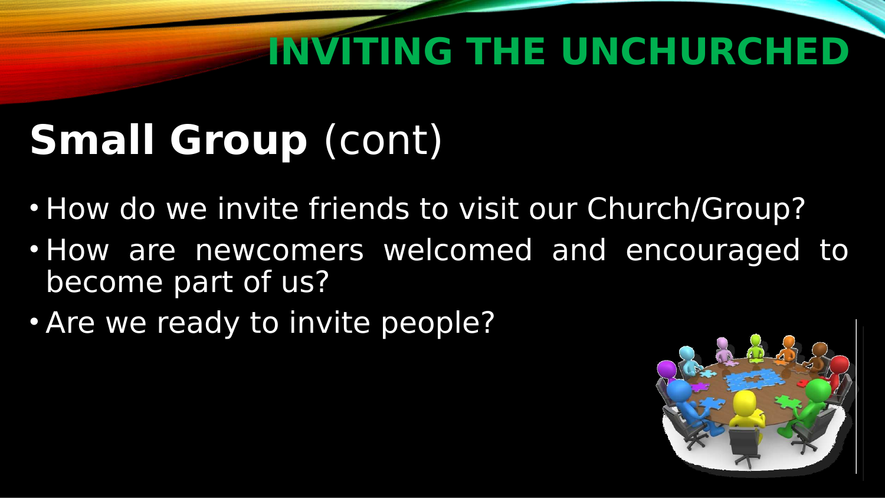# INVITING THE UNCHURCHED

## **Small Group** (cont)

- How do we invite friends to visit our Church/Group?
- How are newcomers welcomed and encouraged to become part of us?
- Are we ready to invite people?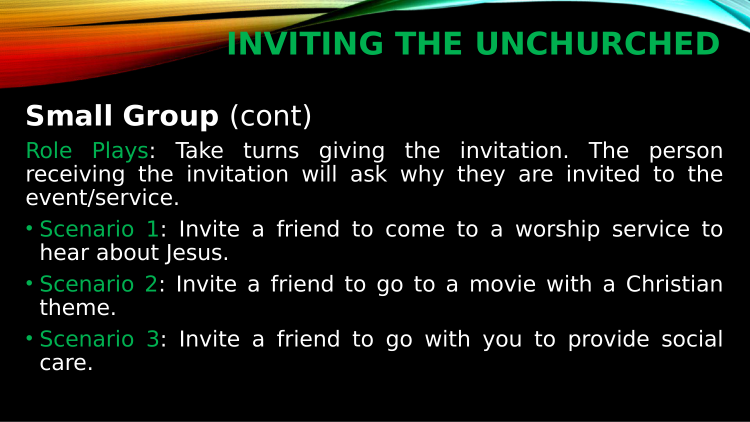# INVITING THE UNCHURCHED

## **Small Group** (cont)

Role Plays: Take turns giving the invitation. The person receiving the invitation will ask why they are invited to the event/service.

- Scenario 1: Invite a friend to come to a worship service to hear about Jesus.
- Scenario 2: Invite a friend to go to a movie with a Christian theme.
- Scenario 3: Invite a friend to go with you to provide social care.